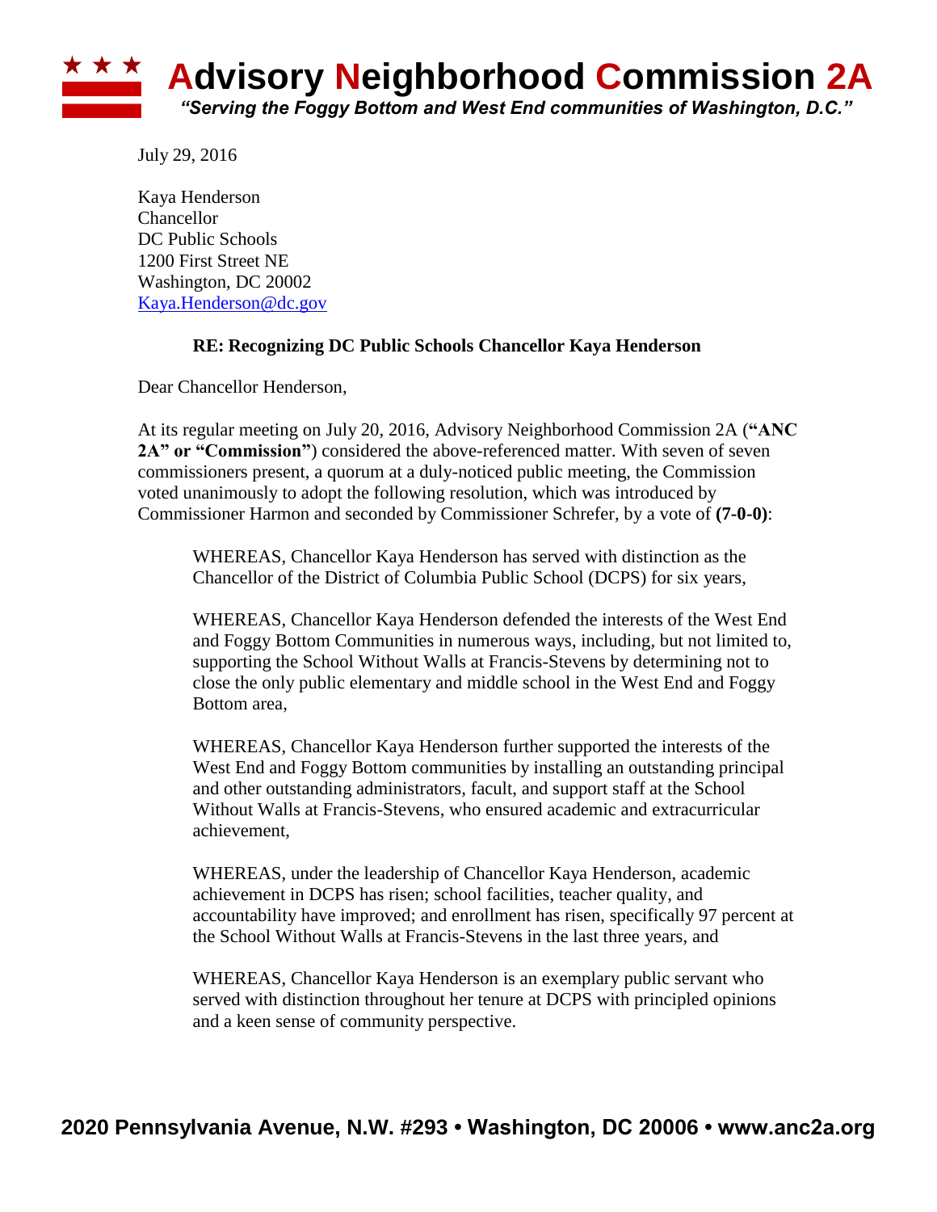# Advisory Neighborhood Commission 2A

*"Serving the Foggy Bottom and West End communities of Washington, D.C."*

July 29, 2016

Kaya Henderson
Chancellor
DC Public Schools
1200 First Street NE
Washington, DC 20002
Kaya.Henderson@dc.gov

**RE: Recognizing DC Public Schools Chancellor Kaya Henderson**

Dear Chancellor Henderson,

At its regular meeting on July 20, 2016, Advisory Neighborhood Commission 2A (**"ANC 2A" or "Commission"**) considered the above-referenced matter. With seven of seven commissioners present, a quorum at a duly-noticed public meeting, the Commission voted unanimously to adopt the following resolution, which was introduced by Commissioner Harmon and seconded by Commissioner Schrefer, by a vote of **(7-0-0)**:

> WHEREAS, Chancellor Kaya Henderson has served with distinction as the Chancellor of the District of Columbia Public School (DCPS) for six years,
>
> WHEREAS, Chancellor Kaya Henderson defended the interests of the West End and Foggy Bottom Communities in numerous ways, including, but not limited to, supporting the School Without Walls at Francis-Stevens by determining not to close the only public elementary and middle school in the West End and Foggy Bottom area,
>
> WHEREAS, Chancellor Kaya Henderson further supported the interests of the West End and Foggy Bottom communities by installing an outstanding principal and other outstanding administrators, facult, and support staff at the School Without Walls at Francis-Stevens, who ensured academic and extracurricular achievement,
>
> WHEREAS, under the leadership of Chancellor Kaya Henderson, academic achievement in DCPS has risen; school facilities, teacher quality, and accountability have improved; and enrollment has risen, specifically 97 percent at the School Without Walls at Francis-Stevens in the last three years, and
>
> WHEREAS, Chancellor Kaya Henderson is an exemplary public servant who served with distinction throughout her tenure at DCPS with principled opinions and a keen sense of community perspective.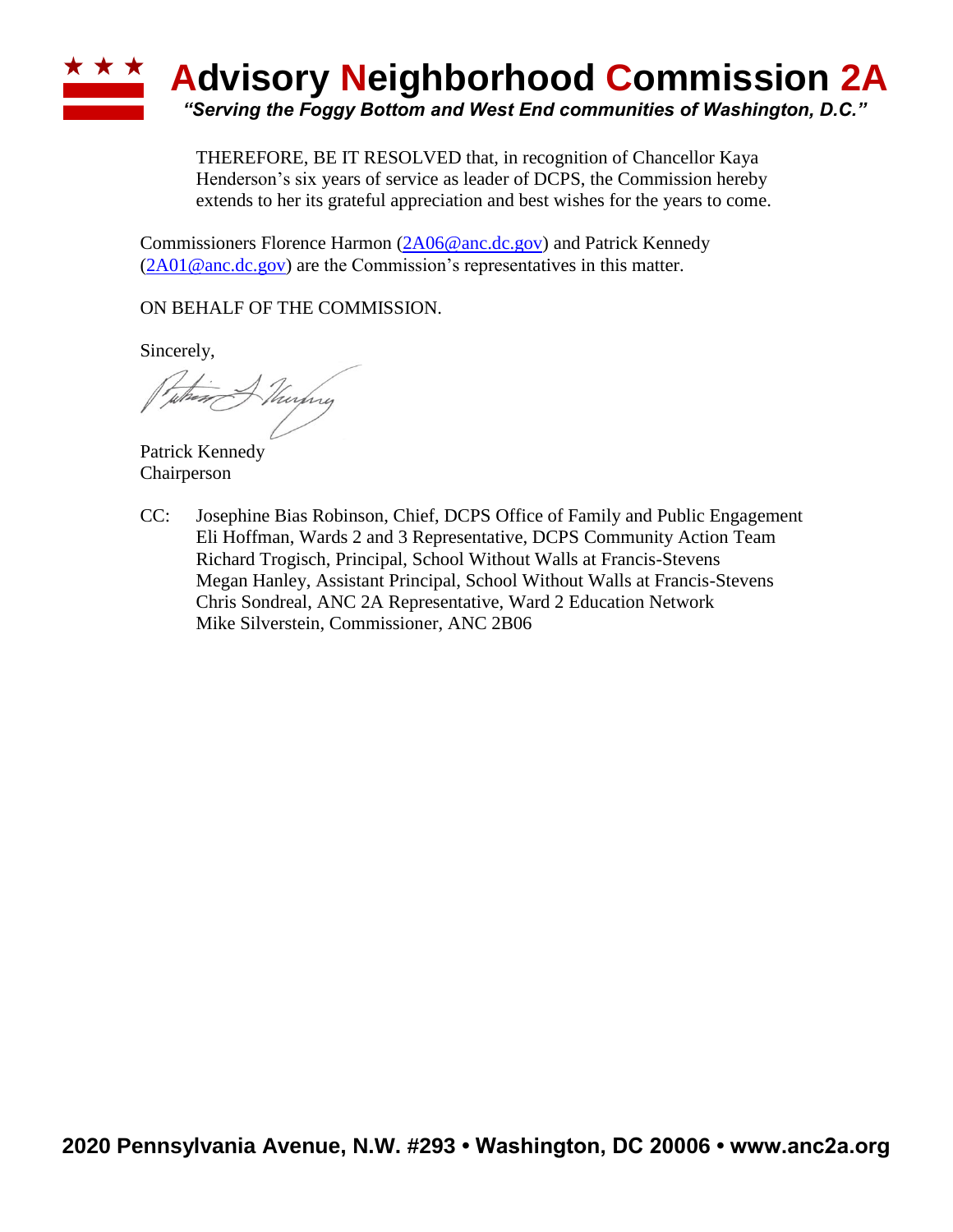THEREFORE, BE IT RESOLVED that, in recognition of Chancellor Kaya Henderson's six years of service as leader of DCPS, the Commission hereby extends to her its grateful appreciation and best wishes for the years to come.

Commissioners Florence Harmon (2A06@anc.dc.gov) and Patrick Kennedy (2A01@anc.dc.gov) are the Commission's representatives in this matter.

ON BEHALF OF THE COMMISSION.

Sincerely,

Patrick Kennedy
Chairperson

CC: Josephine Bias Robinson, Chief, DCPS Office of Family and Public Engagement
Eli Hoffman, Wards 2 and 3 Representative, DCPS Community Action Team
Richard Trogisch, Principal, School Without Walls at Francis-Stevens
Megan Hanley, Assistant Principal, School Without Walls at Francis-Stevens
Chris Sondreal, ANC 2A Representative, Ward 2 Education Network
Mike Silverstein, Commissioner, ANC 2B06